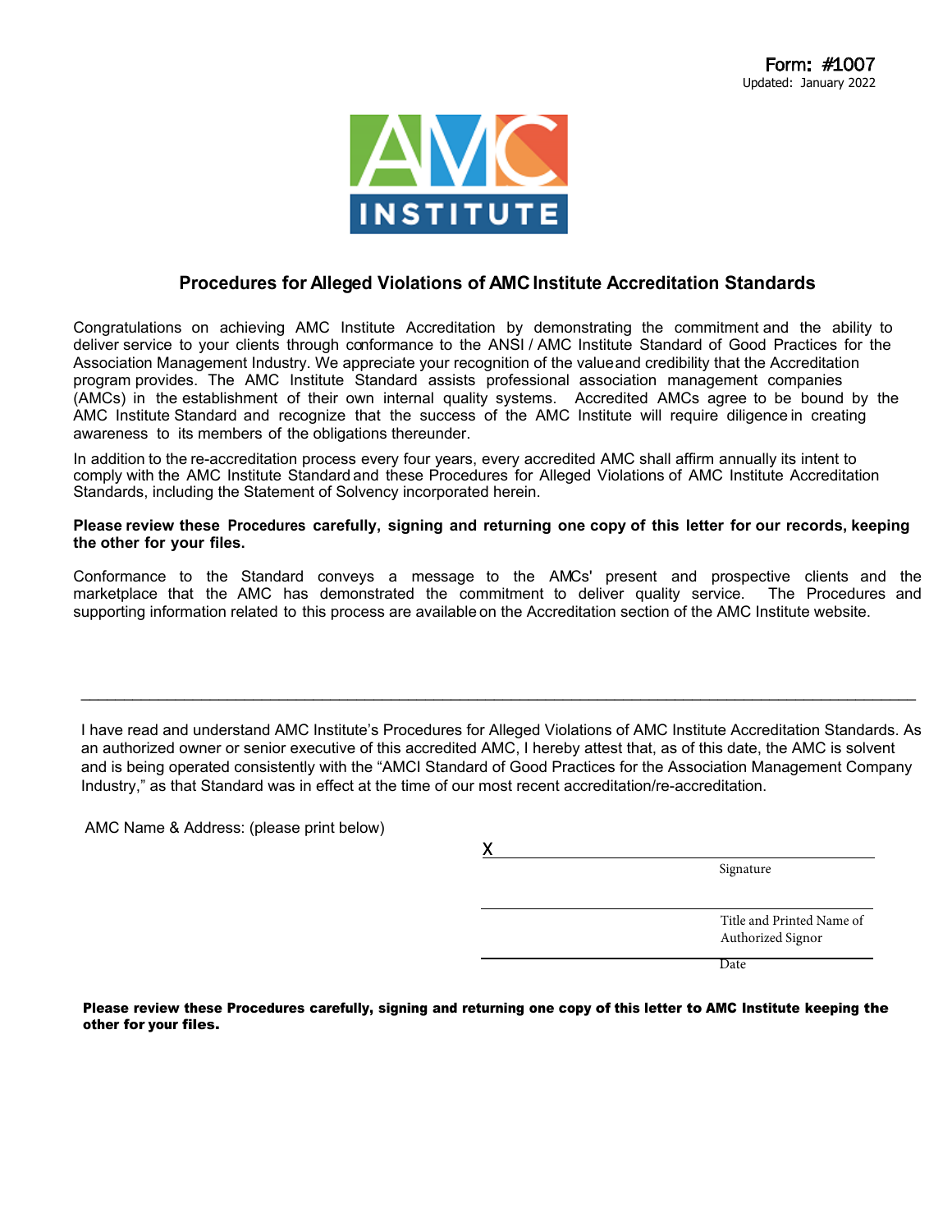Form: #1007
Updated: January 2022

AMC INSTITUTE

## Procedures for Alleged Violations of AMC Institute Accreditation Standards

Congratulations on achieving AMC Institute Accreditation by demonstrating the commitment and the ability to deliver service to your clients through conformance to the ANSI / AMC Institute Standard of Good Practices for the Association Management Industry. We appreciate your recognition of the value and credibility that the Accreditation program provides. The AMC Institute Standard assists professional association management companies (AMCs) in the establishment of their own internal quality systems. Accredited AMCs agree to be bound by the AMC Institute Standard and recognize that the success of the AMC Institute will require diligence in creating awareness to its members of the obligations thereunder.

In addition to the re-accreditation process every four years, every accredited AMC shall affirm annually its intent to comply with the AMC Institute Standard and these Procedures for Alleged Violations of AMC Institute Accreditation Standards, including the Statement of Solvency incorporated herein.

**Please review these Procedures carefully, signing and returning one copy of this letter for our records, keeping the other for your files.**

Conformance to the Standard conveys a message to the AMCs' present and prospective clients and the marketplace that the AMC has demonstrated the commitment to deliver quality service. The Procedures and supporting information related to this process are available on the Accreditation section of the AMC Institute website.

---

I have read and understand AMC Institute's Procedures for Alleged Violations of AMC Institute Accreditation Standards. As an authorized owner or senior executive of this accredited AMC, I hereby attest that, as of this date, the AMC is solvent and is being operated consistently with the "AMCI Standard of Good Practices for the Association Management Company Industry," as that Standard was in effect at the time of our most recent accreditation/re-accreditation.

AMC Name & Address: (please print below)

X ______________________________
Signature

______________________________
Title and Printed Name of Authorized Signor

______________________________
Date

**Please review these Procedures carefully, signing and returning one copy of this letter to AMC Institute keeping the other for your files.**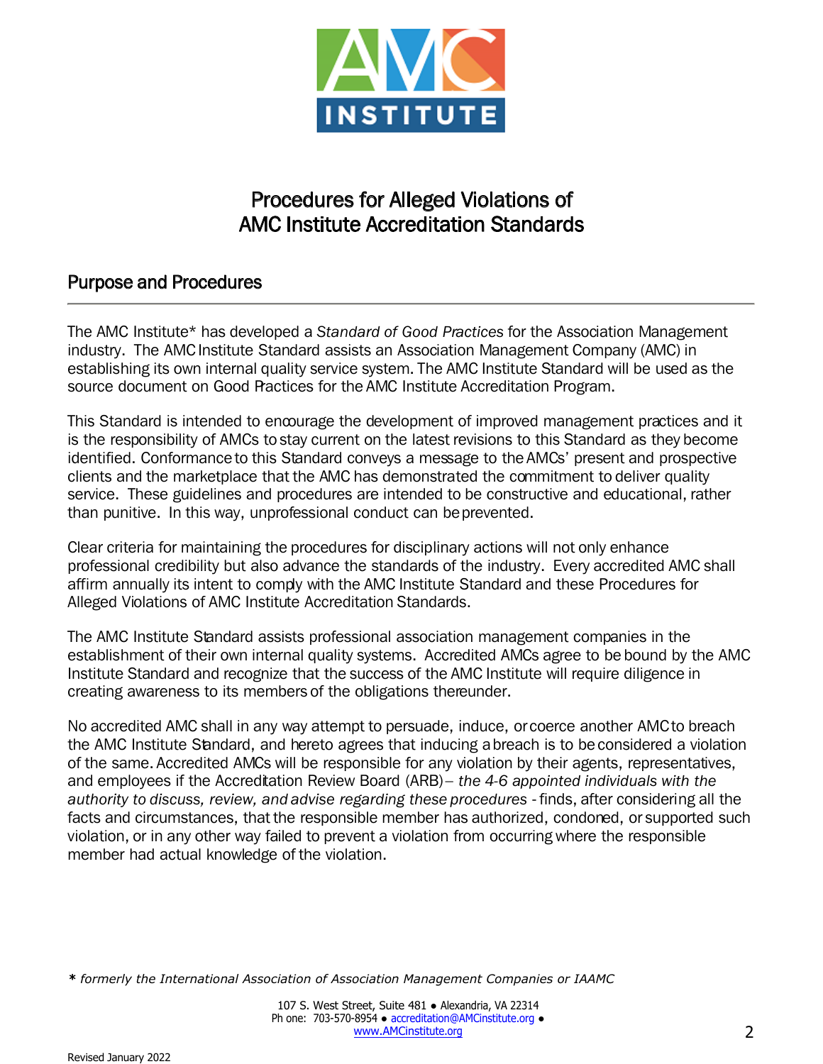# Procedures for Alleged Violations of AMC Institute Accreditation Standards

## Purpose and Procedures

The AMC Institute* has developed a *Standard of Good Practices* for the Association Management industry. The AMC Institute Standard assists an Association Management Company (AMC) in establishing its own internal quality service system. The AMC Institute Standard will be used as the source document on Good Practices for the AMC Institute Accreditation Program.

This Standard is intended to encourage the development of improved management practices and it is the responsibility of AMCs to stay current on the latest revisions to this Standard as they become identified. Conformance to this Standard conveys a message to the AMCs' present and prospective clients and the marketplace that the AMC has demonstrated the commitment to deliver quality service. These guidelines and procedures are intended to be constructive and educational, rather than punitive. In this way, unprofessional conduct can be prevented.

Clear criteria for maintaining the procedures for disciplinary actions will not only enhance professional credibility but also advance the standards of the industry. Every accredited AMC shall affirm annually its intent to comply with the AMC Institute Standard and these Procedures for Alleged Violations of AMC Institute Accreditation Standards.

The AMC Institute Standard assists professional association management companies in the establishment of their own internal quality systems. Accredited AMCs agree to be bound by the AMC Institute Standard and recognize that the success of the AMC Institute will require diligence in creating awareness to its members of the obligations thereunder.

No accredited AMC shall in any way attempt to persuade, induce, or coerce another AMC to breach the AMC Institute Standard, and hereto agrees that inducing a breach is to be considered a violation of the same. Accredited AMCs will be responsible for any violation by their agents, representatives, and employees if the Accreditation Review Board (ARB) – *the 4-6 appointed individuals with the authority to discuss, review, and advise regarding these procedures* - finds, after considering all the facts and circumstances, that the responsible member has authorized, condoned, or supported such violation, or in any other way failed to prevent a violation from occurring where the responsible member had actual knowledge of the violation.

*\* formerly the International Association of Association Management Companies or IAAMC*

107 S. West Street, Suite 481 ● Alexandria, VA 22314
Phone: 703-570-8954 ● accreditation@AMCinstitute.org ●
www.AMCinstitute.org

Revised January 2022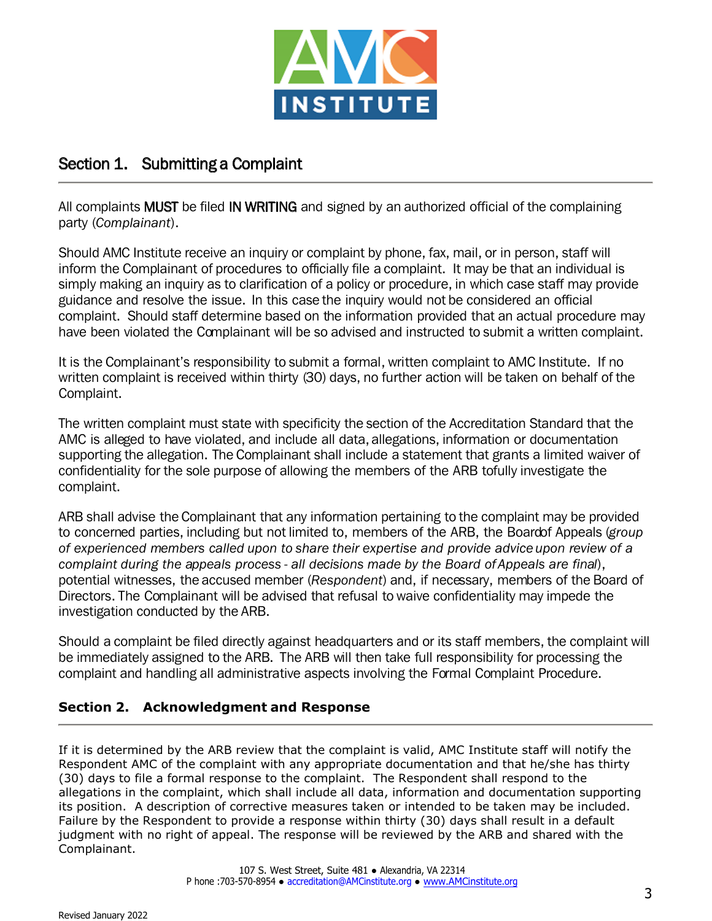## Section 1. Submitting a Complaint

All complaints **MUST** be filed **IN WRITING** and signed by an authorized official of the complaining party (*Complainant*).

Should AMC Institute receive an inquiry or complaint by phone, fax, mail, or in person, staff will inform the Complainant of procedures to officially file a complaint. It may be that an individual is simply making an inquiry as to clarification of a policy or procedure, in which case staff may provide guidance and resolve the issue. In this case the inquiry would not be considered an official complaint. Should staff determine based on the information provided that an actual procedure may have been violated the Complainant will be so advised and instructed to submit a written complaint.

It is the Complainant's responsibility to submit a formal, written complaint to AMC Institute. If no written complaint is received within thirty (30) days, no further action will be taken on behalf of the Complaint.

The written complaint must state with specificity the section of the Accreditation Standard that the AMC is alleged to have violated, and include all data, allegations, information or documentation supporting the allegation. The Complainant shall include a statement that grants a limited waiver of confidentiality for the sole purpose of allowing the members of the ARB tofully investigate the complaint.

ARB shall advise the Complainant that any information pertaining to the complaint may be provided to concerned parties, including but not limited to, members of the ARB, the Boardof Appeals (*group of experienced members called upon to share their expertise and provide advice upon review of a complaint during the appeals process - all decisions made by the Board of Appeals are final*), potential witnesses, the accused member (*Respondent*) and, if necessary, members of the Board of Directors. The Complainant will be advised that refusal to waive confidentiality may impede the investigation conducted by the ARB.

Should a complaint be filed directly against headquarters and or its staff members, the complaint will be immediately assigned to the ARB. The ARB will then take full responsibility for processing the complaint and handling all administrative aspects involving the Formal Complaint Procedure.

## Section 2. Acknowledgment and Response

If it is determined by the ARB review that the complaint is valid, AMC Institute staff will notify the Respondent AMC of the complaint with any appropriate documentation and that he/she has thirty (30) days to file a formal response to the complaint. The Respondent shall respond to the allegations in the complaint, which shall include all data, information and documentation supporting its position. A description of corrective measures taken or intended to be taken may be included. Failure by the Respondent to provide a response within thirty (30) days shall result in a default judgment with no right of appeal. The response will be reviewed by the ARB and shared with the Complainant.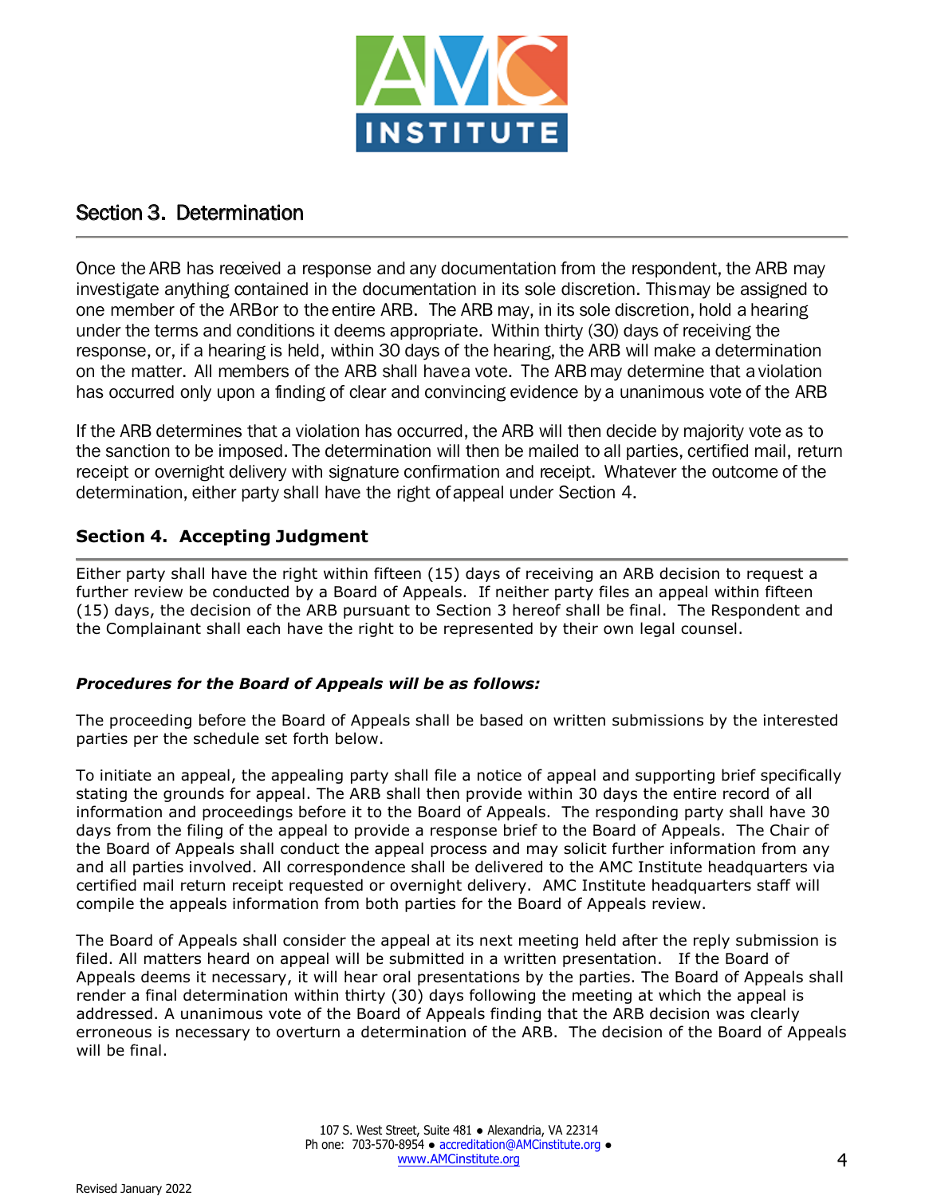## Section 3. Determination

Once the ARB has received a response and any documentation from the respondent, the ARB may investigate anything contained in the documentation in its sole discretion. This may be assigned to one member of the ARB or to the entire ARB. The ARB may, in its sole discretion, hold a hearing under the terms and conditions it deems appropriate. Within thirty (30) days of receiving the response, or, if a hearing is held, within 30 days of the hearing, the ARB will make a determination on the matter. All members of the ARB shall have a vote. The ARB may determine that a violation has occurred only upon a finding of clear and convincing evidence by a unanimous vote of the ARB

If the ARB determines that a violation has occurred, the ARB will then decide by majority vote as to the sanction to be imposed. The determination will then be mailed to all parties, certified mail, return receipt or overnight delivery with signature confirmation and receipt. Whatever the outcome of the determination, either party shall have the right of appeal under Section 4.

## Section 4. Accepting Judgment

Either party shall have the right within fifteen (15) days of receiving an ARB decision to request a further review be conducted by a Board of Appeals. If neither party files an appeal within fifteen (15) days, the decision of the ARB pursuant to Section 3 hereof shall be final. The Respondent and the Complainant shall each have the right to be represented by their own legal counsel.

***Procedures for the Board of Appeals will be as follows:***

The proceeding before the Board of Appeals shall be based on written submissions by the interested parties per the schedule set forth below.

To initiate an appeal, the appealing party shall file a notice of appeal and supporting brief specifically stating the grounds for appeal. The ARB shall then provide within 30 days the entire record of all information and proceedings before it to the Board of Appeals. The responding party shall have 30 days from the filing of the appeal to provide a response brief to the Board of Appeals. The Chair of the Board of Appeals shall conduct the appeal process and may solicit further information from any and all parties involved. All correspondence shall be delivered to the AMC Institute headquarters via certified mail return receipt requested or overnight delivery. AMC Institute headquarters staff will compile the appeals information from both parties for the Board of Appeals review.

The Board of Appeals shall consider the appeal at its next meeting held after the reply submission is filed. All matters heard on appeal will be submitted in a written presentation. If the Board of Appeals deems it necessary, it will hear oral presentations by the parties. The Board of Appeals shall render a final determination within thirty (30) days following the meeting at which the appeal is addressed. A unanimous vote of the Board of Appeals finding that the ARB decision was clearly erroneous is necessary to overturn a determination of the ARB. The decision of the Board of Appeals will be final.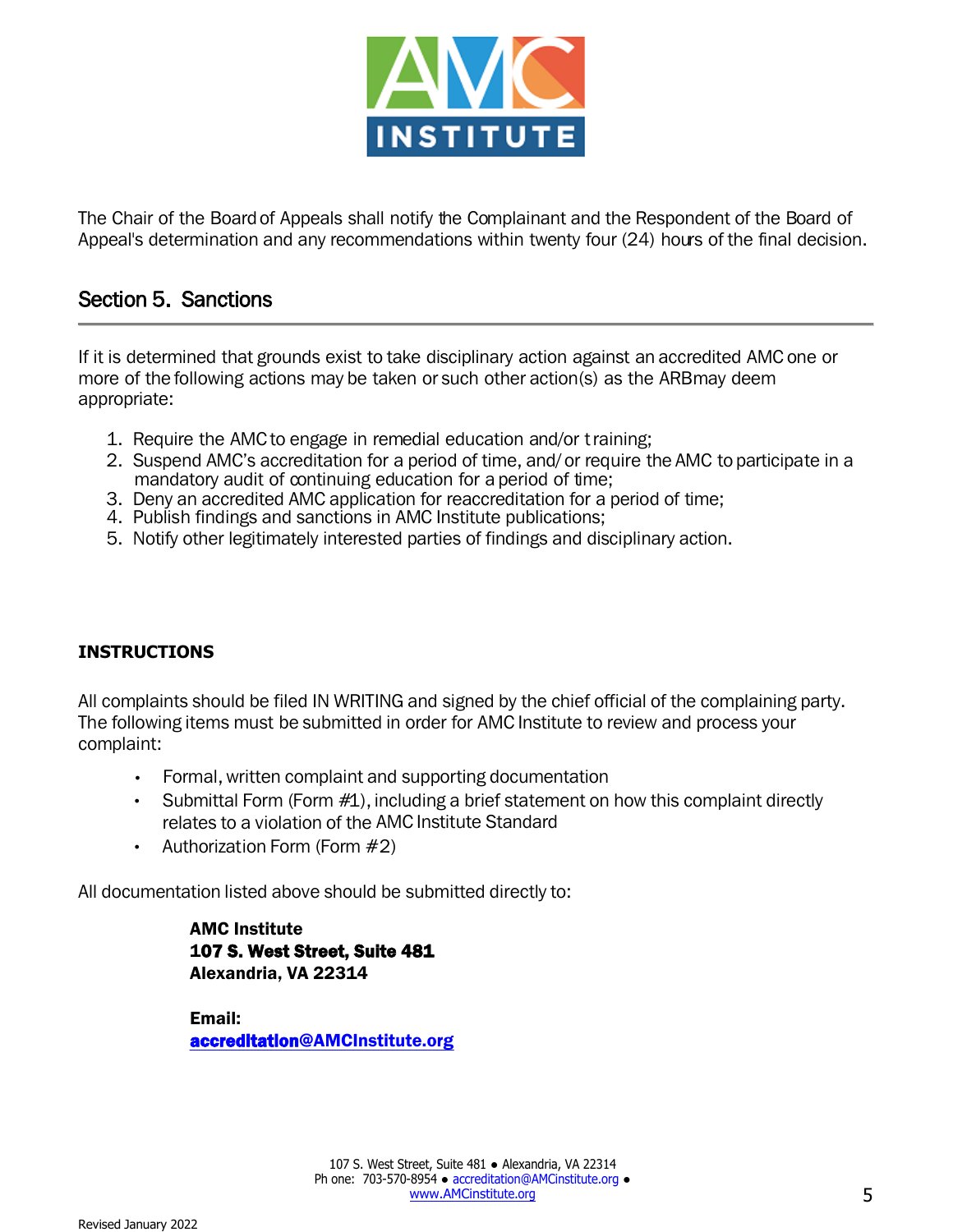The Chair of the Board of Appeals shall notify the Complainant and the Respondent of the Board of Appeal's determination and any recommendations within twenty four (24) hours of the final decision.

## Section 5. Sanctions

If it is determined that grounds exist to take disciplinary action against an accredited AMC one or more of the following actions may be taken or such other action(s) as the ARB may deem appropriate:

1. Require the AMC to engage in remedial education and/or training;
2. Suspend AMC's accreditation for a period of time, and/or require the AMC to participate in a mandatory audit of continuing education for a period of time;
3. Deny an accredited AMC application for reaccreditation for a period of time;
4. Publish findings and sanctions in AMC Institute publications;
5. Notify other legitimately interested parties of findings and disciplinary action.

**INSTRUCTIONS**

All complaints should be filed IN WRITING and signed by the chief official of the complaining party. The following items must be submitted in order for AMC Institute to review and process your complaint:

- Formal, written complaint and supporting documentation
- Submittal Form (Form #1), including a brief statement on how this complaint directly relates to a violation of the AMC Institute Standard
- Authorization Form (Form #2)

All documentation listed above should be submitted directly to:

**AMC Institute**
**107 S. West Street, Suite 481**
**Alexandria, VA 22314**

**Email:**
**accreditation@AMCInstitute.org**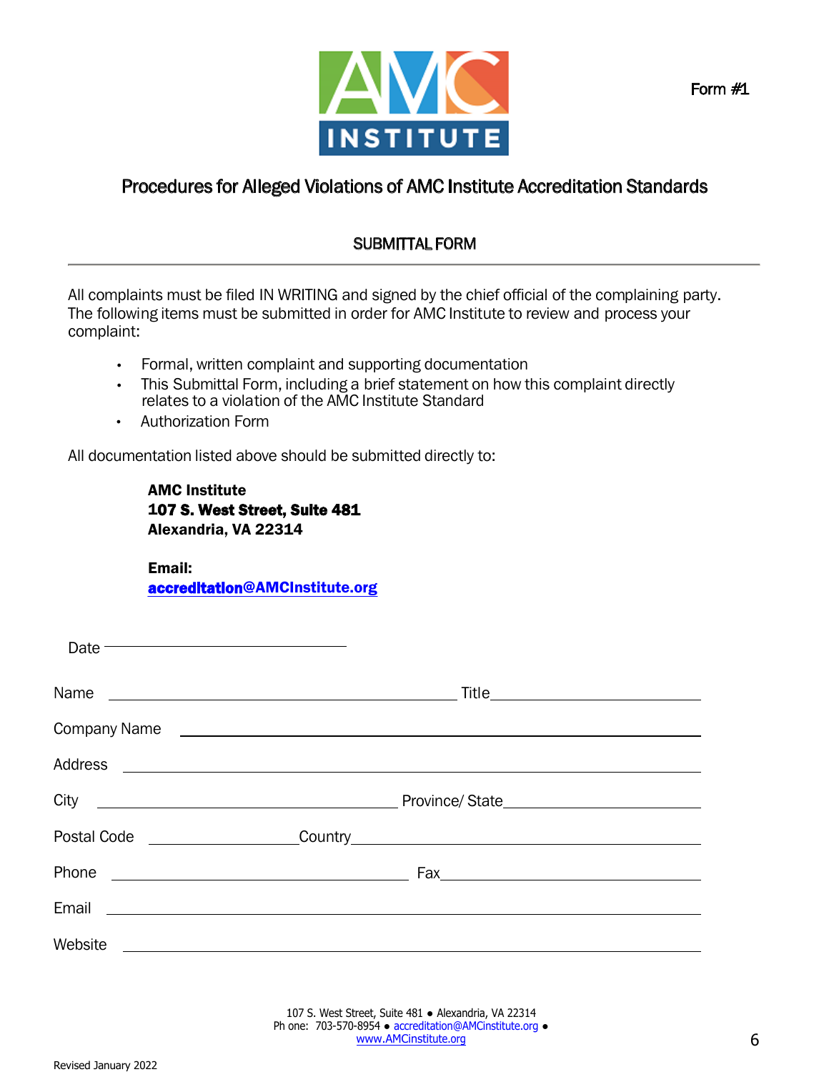Form #1

# Procedures for Alleged Violations of AMC Institute Accreditation Standards

## SUBMITTAL FORM

All complaints must be filed IN WRITING and signed by the chief official of the complaining party. The following items must be submitted in order for AMC Institute to review and process your complaint:

- Formal, written complaint and supporting documentation
- This Submittal Form, including a brief statement on how this complaint directly relates to a violation of the AMC Institute Standard
- Authorization Form

All documentation listed above should be submitted directly to:

**AMC Institute**
**107 S. West Street, Suite 481**
**Alexandria, VA 22314**

**Email:**
**accreditation@AMCInstitute.org**

Date ______________________________

Name ____________________________________________ Title ___________________________

Company Name ______________________________________________________________

Address ____________________________________________________________________

City ______________________________________ Province/ State _______________________

Postal Code ___________________ Country ___________________________________________

Phone _____________________________________ Fax _______________________________

Email ______________________________________________________________________

Website ____________________________________________________________________

107 S. West Street, Suite 481 • Alexandria, VA 22314
Phone: 703-570-8954 • accreditation@AMCinstitute.org •
www.AMCinstitute.org

Revised January 2022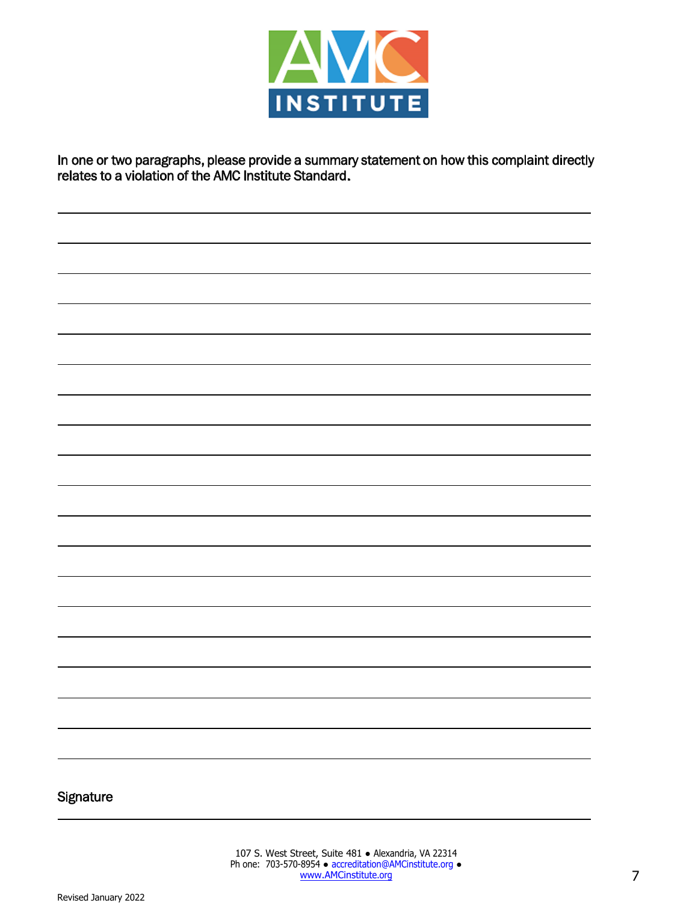In one or two paragraphs, please provide a summary statement on how this complaint directly relates to a violation of the AMC Institute Standard.

\_\_\_\_\_\_\_\_\_\_\_\_\_\_\_\_\_\_\_\_\_\_\_\_\_\_\_\_\_\_\_\_\_\_\_\_\_\_\_\_\_\_\_\_\_\_\_\_\_\_\_\_\_\_\_\_\_\_\_\_\_\_\_\_\_\_\_\_\_\_\_\_

\_\_\_\_\_\_\_\_\_\_\_\_\_\_\_\_\_\_\_\_\_\_\_\_\_\_\_\_\_\_\_\_\_\_\_\_\_\_\_\_\_\_\_\_\_\_\_\_\_\_\_\_\_\_\_\_\_\_\_\_\_\_\_\_\_\_\_\_\_\_\_\_

\_\_\_\_\_\_\_\_\_\_\_\_\_\_\_\_\_\_\_\_\_\_\_\_\_\_\_\_\_\_\_\_\_\_\_\_\_\_\_\_\_\_\_\_\_\_\_\_\_\_\_\_\_\_\_\_\_\_\_\_\_\_\_\_\_\_\_\_\_\_\_\_

\_\_\_\_\_\_\_\_\_\_\_\_\_\_\_\_\_\_\_\_\_\_\_\_\_\_\_\_\_\_\_\_\_\_\_\_\_\_\_\_\_\_\_\_\_\_\_\_\_\_\_\_\_\_\_\_\_\_\_\_\_\_\_\_\_\_\_\_\_\_\_\_

\_\_\_\_\_\_\_\_\_\_\_\_\_\_\_\_\_\_\_\_\_\_\_\_\_\_\_\_\_\_\_\_\_\_\_\_\_\_\_\_\_\_\_\_\_\_\_\_\_\_\_\_\_\_\_\_\_\_\_\_\_\_\_\_\_\_\_\_\_\_\_\_

\_\_\_\_\_\_\_\_\_\_\_\_\_\_\_\_\_\_\_\_\_\_\_\_\_\_\_\_\_\_\_\_\_\_\_\_\_\_\_\_\_\_\_\_\_\_\_\_\_\_\_\_\_\_\_\_\_\_\_\_\_\_\_\_\_\_\_\_\_\_\_\_

\_\_\_\_\_\_\_\_\_\_\_\_\_\_\_\_\_\_\_\_\_\_\_\_\_\_\_\_\_\_\_\_\_\_\_\_\_\_\_\_\_\_\_\_\_\_\_\_\_\_\_\_\_\_\_\_\_\_\_\_\_\_\_\_\_\_\_\_\_\_\_\_

\_\_\_\_\_\_\_\_\_\_\_\_\_\_\_\_\_\_\_\_\_\_\_\_\_\_\_\_\_\_\_\_\_\_\_\_\_\_\_\_\_\_\_\_\_\_\_\_\_\_\_\_\_\_\_\_\_\_\_\_\_\_\_\_\_\_\_\_\_\_\_\_

\_\_\_\_\_\_\_\_\_\_\_\_\_\_\_\_\_\_\_\_\_\_\_\_\_\_\_\_\_\_\_\_\_\_\_\_\_\_\_\_\_\_\_\_\_\_\_\_\_\_\_\_\_\_\_\_\_\_\_\_\_\_\_\_\_\_\_\_\_\_\_\_

\_\_\_\_\_\_\_\_\_\_\_\_\_\_\_\_\_\_\_\_\_\_\_\_\_\_\_\_\_\_\_\_\_\_\_\_\_\_\_\_\_\_\_\_\_\_\_\_\_\_\_\_\_\_\_\_\_\_\_\_\_\_\_\_\_\_\_\_\_\_\_\_

\_\_\_\_\_\_\_\_\_\_\_\_\_\_\_\_\_\_\_\_\_\_\_\_\_\_\_\_\_\_\_\_\_\_\_\_\_\_\_\_\_\_\_\_\_\_\_\_\_\_\_\_\_\_\_\_\_\_\_\_\_\_\_\_\_\_\_\_\_\_\_\_

\_\_\_\_\_\_\_\_\_\_\_\_\_\_\_\_\_\_\_\_\_\_\_\_\_\_\_\_\_\_\_\_\_\_\_\_\_\_\_\_\_\_\_\_\_\_\_\_\_\_\_\_\_\_\_\_\_\_\_\_\_\_\_\_\_\_\_\_\_\_\_\_

\_\_\_\_\_\_\_\_\_\_\_\_\_\_\_\_\_\_\_\_\_\_\_\_\_\_\_\_\_\_\_\_\_\_\_\_\_\_\_\_\_\_\_\_\_\_\_\_\_\_\_\_\_\_\_\_\_\_\_\_\_\_\_\_\_\_\_\_\_\_\_\_

\_\_\_\_\_\_\_\_\_\_\_\_\_\_\_\_\_\_\_\_\_\_\_\_\_\_\_\_\_\_\_\_\_\_\_\_\_\_\_\_\_\_\_\_\_\_\_\_\_\_\_\_\_\_\_\_\_\_\_\_\_\_\_\_\_\_\_\_\_\_\_\_

\_\_\_\_\_\_\_\_\_\_\_\_\_\_\_\_\_\_\_\_\_\_\_\_\_\_\_\_\_\_\_\_\_\_\_\_\_\_\_\_\_\_\_\_\_\_\_\_\_\_\_\_\_\_\_\_\_\_\_\_\_\_\_\_\_\_\_\_\_\_\_\_

\_\_\_\_\_\_\_\_\_\_\_\_\_\_\_\_\_\_\_\_\_\_\_\_\_\_\_\_\_\_\_\_\_\_\_\_\_\_\_\_\_\_\_\_\_\_\_\_\_\_\_\_\_\_\_\_\_\_\_\_\_\_\_\_\_\_\_\_\_\_\_\_

\_\_\_\_\_\_\_\_\_\_\_\_\_\_\_\_\_\_\_\_\_\_\_\_\_\_\_\_\_\_\_\_\_\_\_\_\_\_\_\_\_\_\_\_\_\_\_\_\_\_\_\_\_\_\_\_\_\_\_\_\_\_\_\_\_\_\_\_\_\_\_\_

\_\_\_\_\_\_\_\_\_\_\_\_\_\_\_\_\_\_\_\_\_\_\_\_\_\_\_\_\_\_\_\_\_\_\_\_\_\_\_\_\_\_\_\_\_\_\_\_\_\_\_\_\_\_\_\_\_\_\_\_\_\_\_\_\_\_\_\_\_\_\_\_

\_\_\_\_\_\_\_\_\_\_\_\_\_\_\_\_\_\_\_\_\_\_\_\_\_\_\_\_\_\_\_\_\_\_\_\_\_\_\_\_\_\_\_\_\_\_\_\_\_\_\_\_\_\_\_\_\_\_\_\_\_\_\_\_\_\_\_\_\_\_\_\_

Signature

\_\_\_\_\_\_\_\_\_\_\_\_\_\_\_\_\_\_\_\_\_\_\_\_\_\_\_\_\_\_\_\_\_\_\_\_\_\_\_\_\_\_\_\_\_\_\_\_\_\_\_\_\_\_\_\_\_\_\_\_\_\_\_\_\_\_\_\_\_\_\_\_

107 S. West Street, Suite 481 ● Alexandria, VA 22314
Ph one: 703-570-8954 ● accreditation@AMCinstitute.org ●
www.AMCinstitute.org

Revised January 2022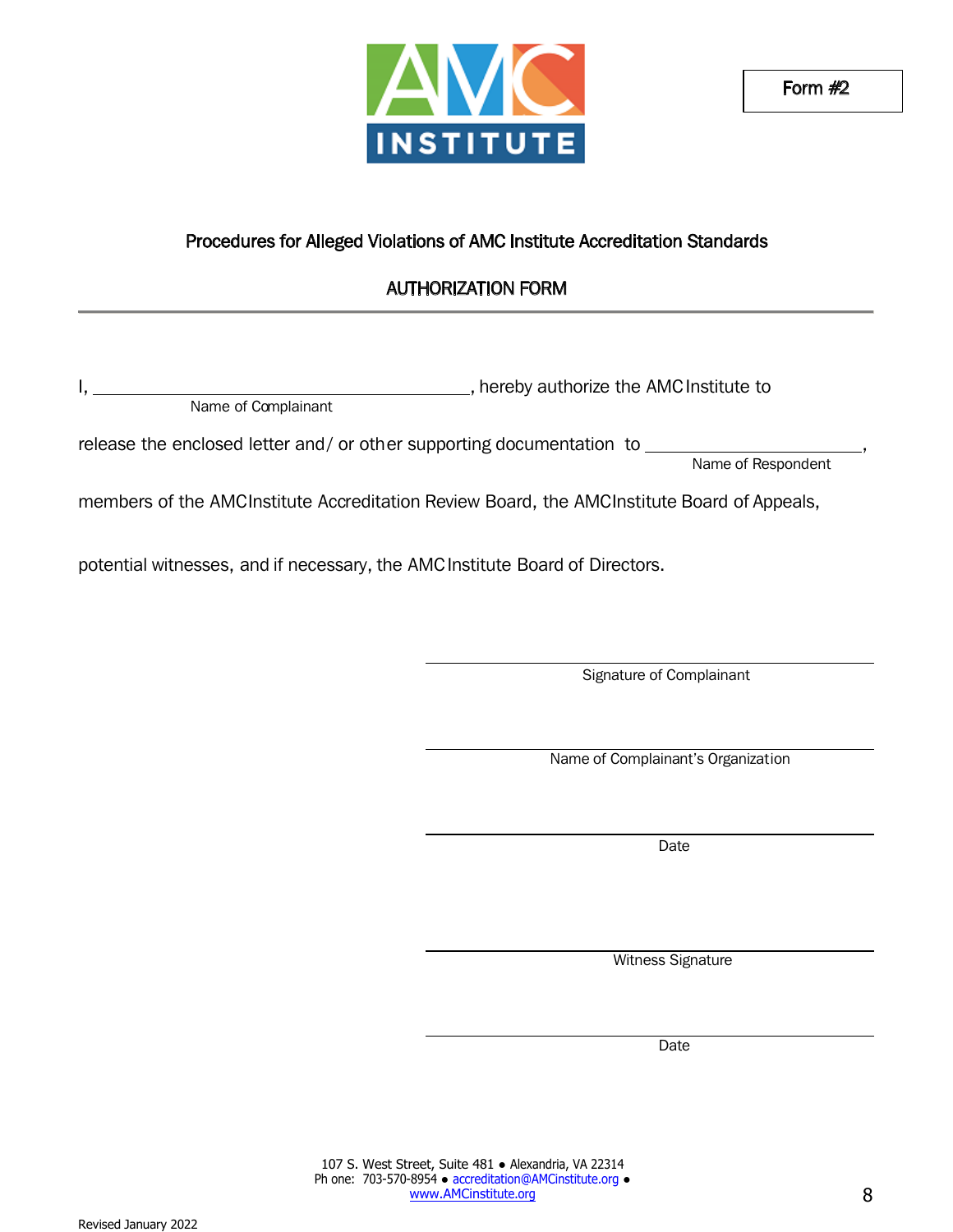AMC INSTITUTE

Form #2

## Procedures for Alleged Violations of AMC Institute Accreditation Standards

### AUTHORIZATION FORM

---

I, ________________________________________, hereby authorize the AMC Institute to
Name of Complainant

release the enclosed letter and/ or other supporting documentation to ______________________,
Name of Respondent

members of the AMC Institute Accreditation Review Board, the AMC Institute Board of Appeals,

potential witnesses, and if necessary, the AMC Institute Board of Directors.

________________________________________
Signature of Complainant

________________________________________
Name of Complainant's Organization

________________________________________
Date

________________________________________
Witness Signature

________________________________________
Date

107 S. West Street, Suite 481 ● Alexandria, VA 22314
Phone: 703-570-8954 ● accreditation@AMCinstitute.org ●
www.AMCinstitute.org

Revised January 2022